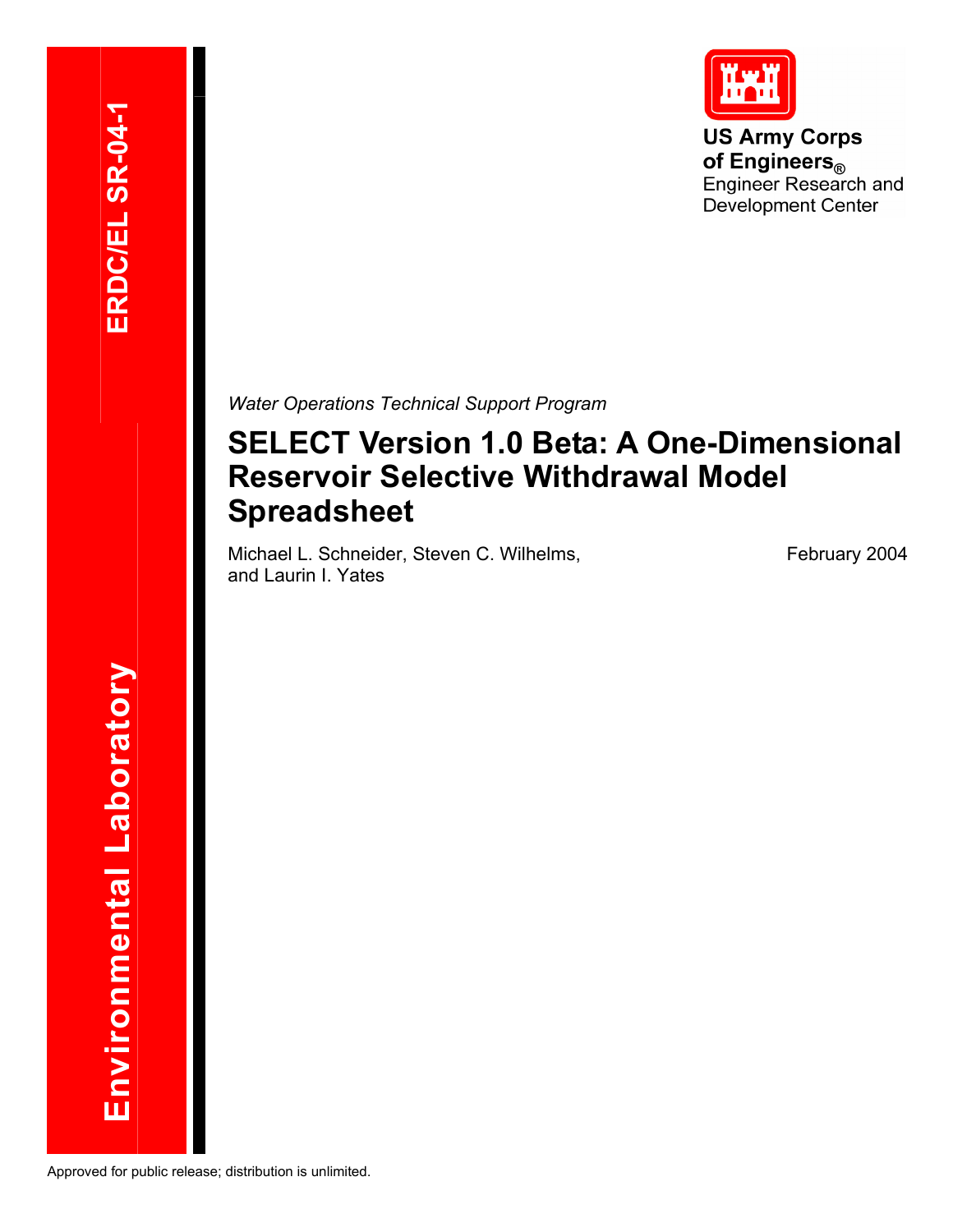ERDC/EL SR-04-1

US Army Corps of Engineers®
Engineer Research and Development Center

*Water Operations Technical Support Program*

# SELECT Version 1.0 Beta: A One-Dimensional Reservoir Selective Withdrawal Model Spreadsheet

Michael L. Schneider, Steven C. Wilhelms, and Laurin I. Yates

February 2004

Environmental Laboratory

Approved for public release; distribution is unlimited.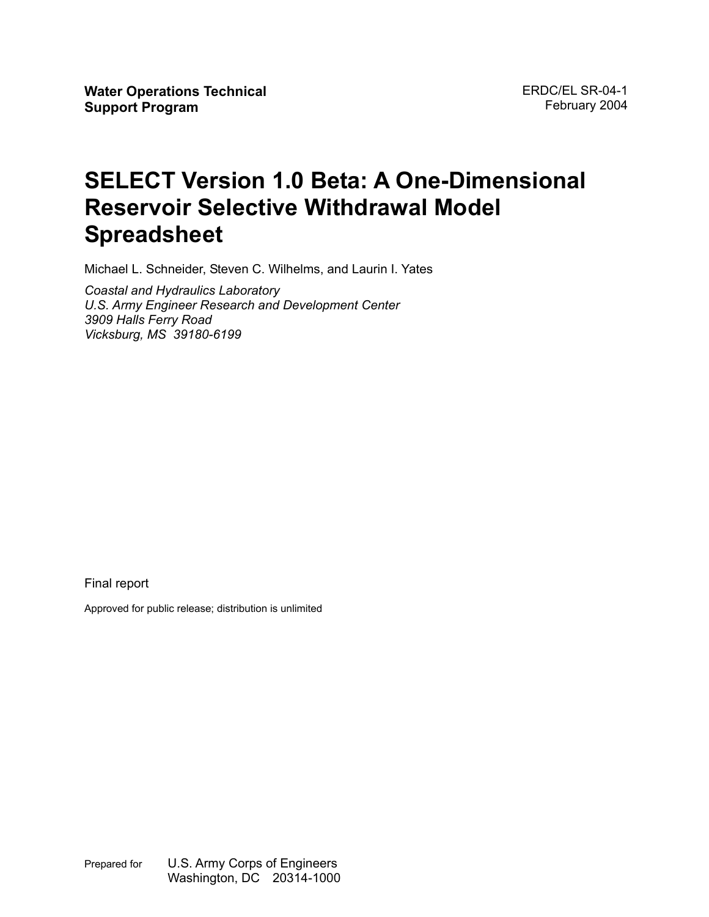**Water Operations Technical Support Program**

ERDC/EL SR-04-1
February 2004

# SELECT Version 1.0 Beta: A One-Dimensional Reservoir Selective Withdrawal Model Spreadsheet

Michael L. Schneider, Steven C. Wilhelms, and Laurin I. Yates

*Coastal and Hydraulics Laboratory*
*U.S. Army Engineer Research and Development Center*
*3909 Halls Ferry Road*
*Vicksburg, MS 39180-6199*

Final report

Approved for public release; distribution is unlimited

Prepared for U.S. Army Corps of Engineers
Washington, DC 20314-1000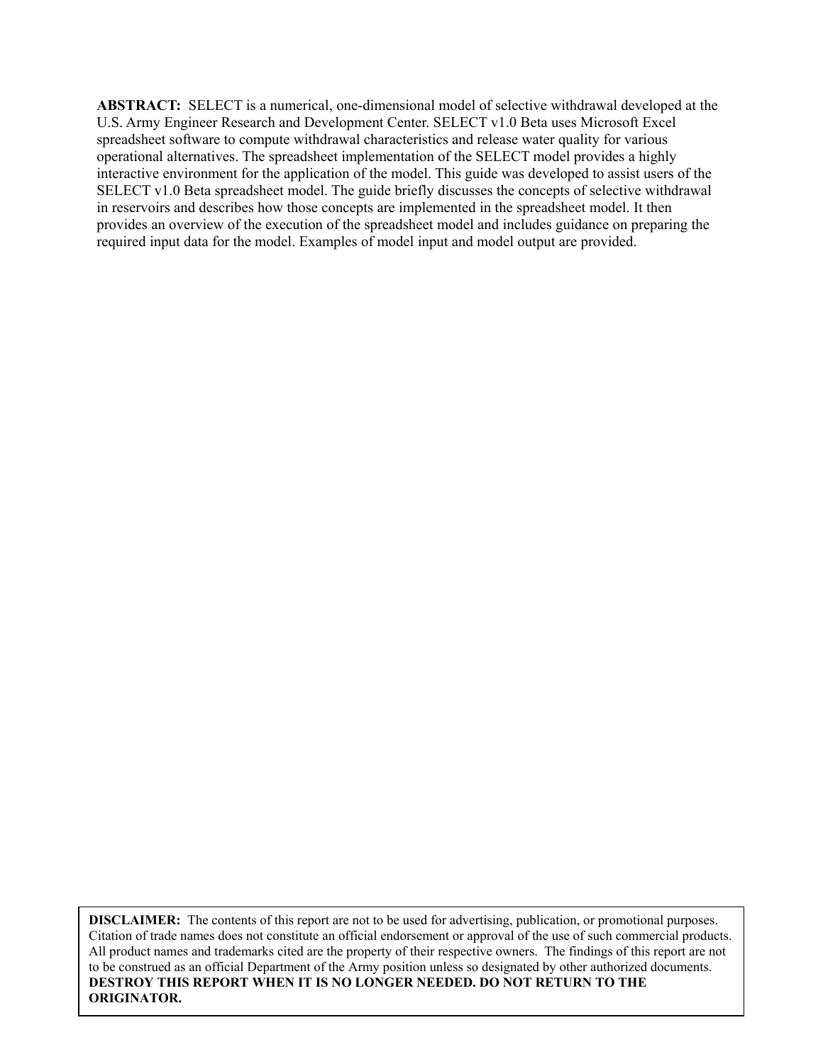**ABSTRACT:** SELECT is a numerical, one-dimensional model of selective withdrawal developed at the U.S. Army Engineer Research and Development Center. SELECT v1.0 Beta uses Microsoft Excel spreadsheet software to compute withdrawal characteristics and release water quality for various operational alternatives. The spreadsheet implementation of the SELECT model provides a highly interactive environment for the application of the model. This guide was developed to assist users of the SELECT v1.0 Beta spreadsheet model. The guide briefly discusses the concepts of selective withdrawal in reservoirs and describes how those concepts are implemented in the spreadsheet model. It then provides an overview of the execution of the spreadsheet model and includes guidance on preparing the required input data for the model. Examples of model input and model output are provided.

**DISCLAIMER:** The contents of this report are not to be used for advertising, publication, or promotional purposes. Citation of trade names does not constitute an official endorsement or approval of the use of such commercial products. All product names and trademarks cited are the property of their respective owners. The findings of this report are not to be construed as an official Department of the Army position unless so designated by other authorized documents. **DESTROY THIS REPORT WHEN IT IS NO LONGER NEEDED. DO NOT RETURN TO THE ORIGINATOR.**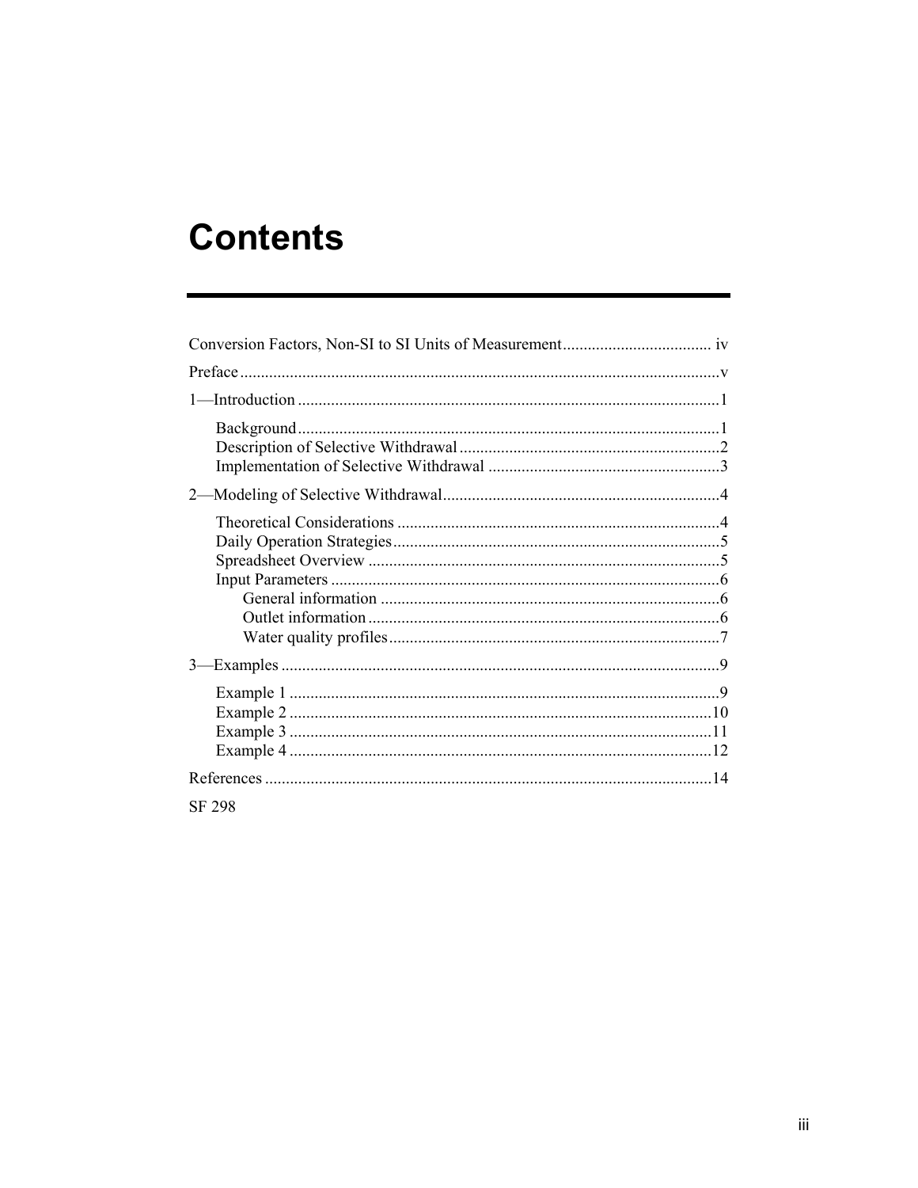# Contents

Conversion Factors, Non-SI to SI Units of Measurement .................................... iv

Preface ....................................................................................................................v

1—Introduction .......................................................................................................1

- Background ......................................................................................................1
- Description of Selective Withdrawal ...............................................................2
- Implementation of Selective Withdrawal ........................................................3

2—Modeling of Selective Withdrawal ..................................................................4

- Theoretical Considerations .............................................................................4
- Daily Operation Strategies ..............................................................................5
- Spreadsheet Overview ....................................................................................5
- Input Parameters .............................................................................................6
  - General information .................................................................................6
  - Outlet information .....................................................................................6
  - Water quality profiles ................................................................................7

3—Examples .........................................................................................................9

- Example 1 .......................................................................................................9
- Example 2 .....................................................................................................10
- Example 3 .....................................................................................................11
- Example 4 .....................................................................................................12

References ...........................................................................................................14

SF 298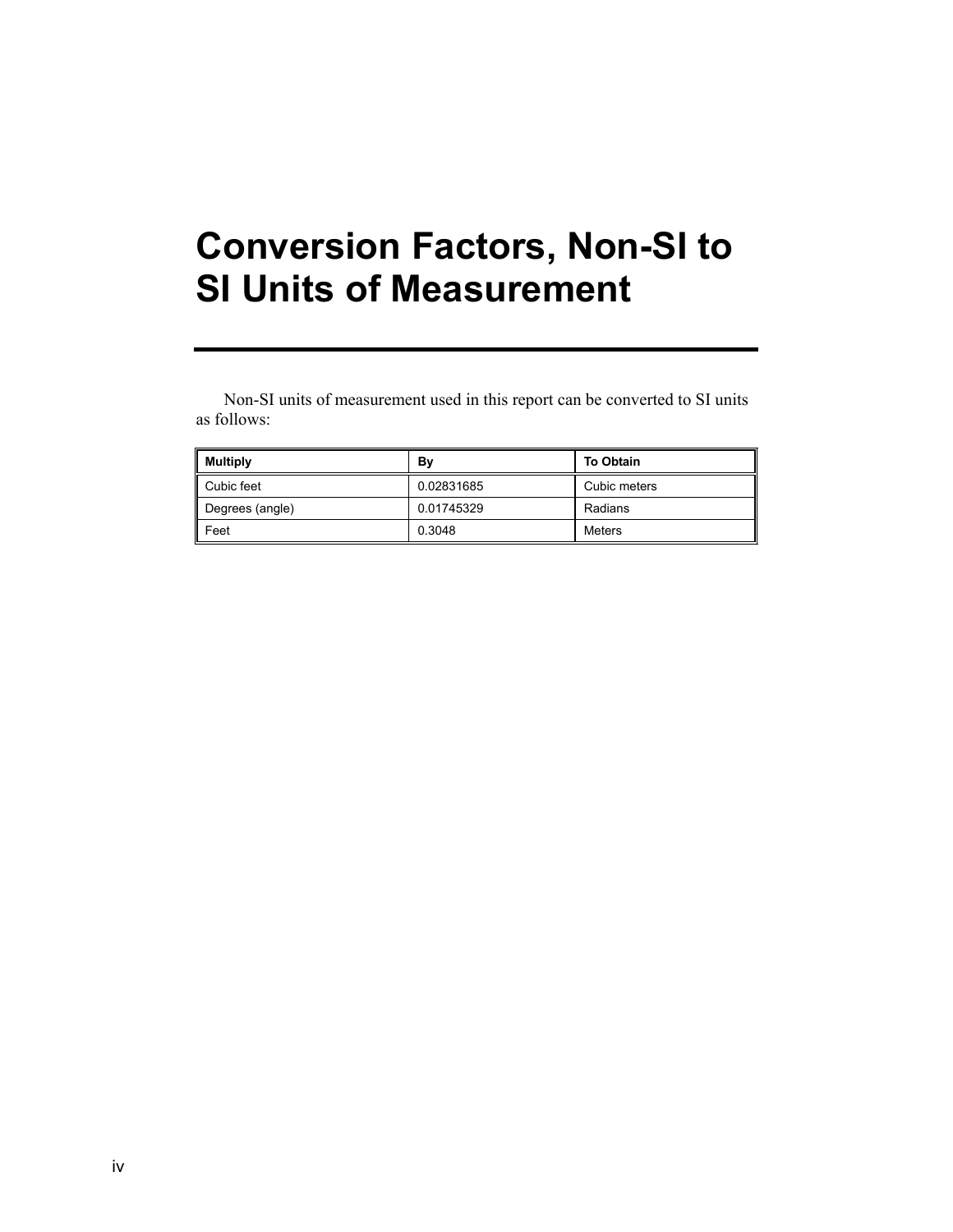# Conversion Factors, Non-SI to SI Units of Measurement

Non-SI units of measurement used in this report can be converted to SI units as follows:

| Multiply | By | To Obtain |
| --- | --- | --- |
| Cubic feet | 0.02831685 | Cubic meters |
| Degrees (angle) | 0.01745329 | Radians |
| Feet | 0.3048 | Meters |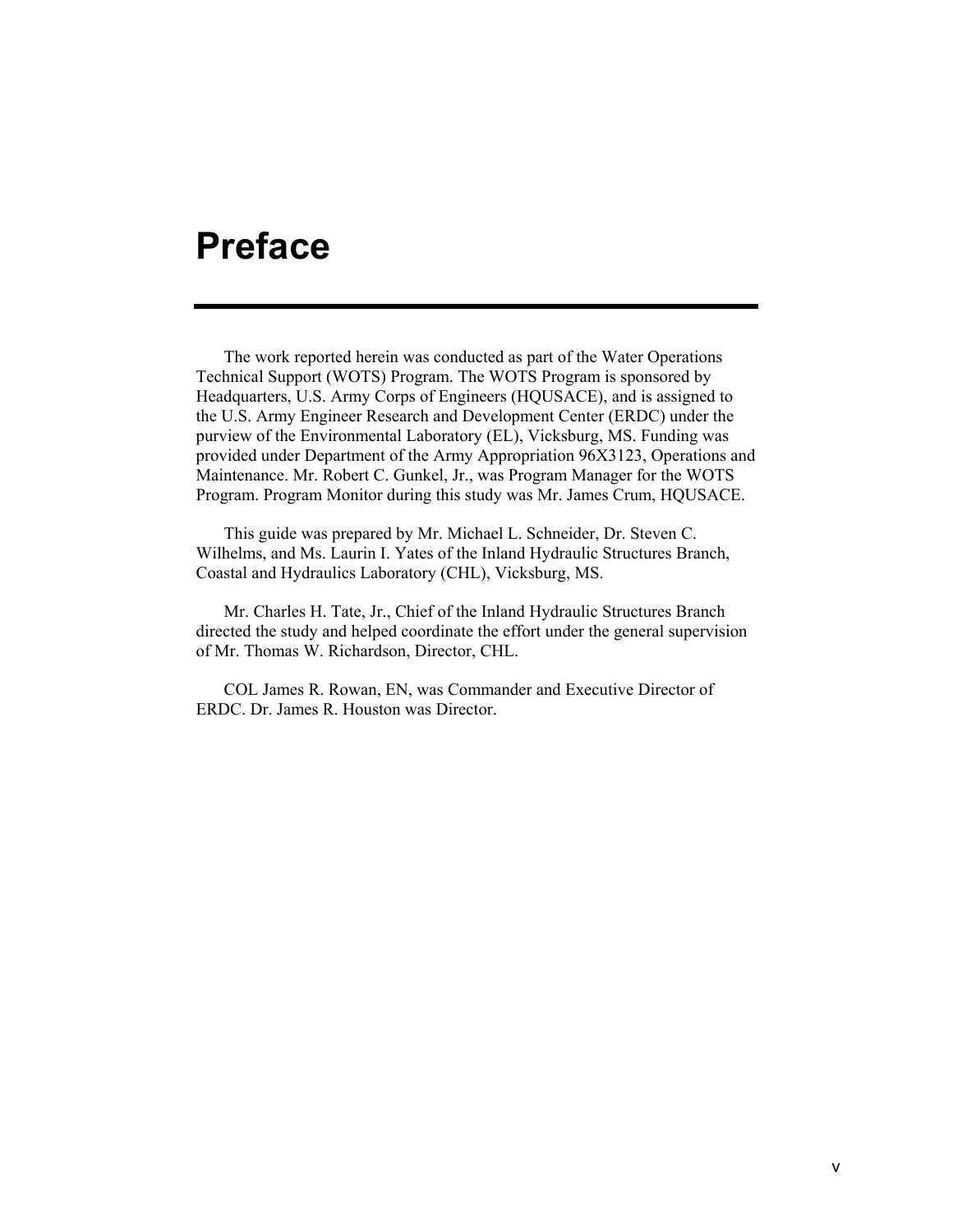# Preface

The work reported herein was conducted as part of the Water Operations Technical Support (WOTS) Program. The WOTS Program is sponsored by Headquarters, U.S. Army Corps of Engineers (HQUSACE), and is assigned to the U.S. Army Engineer Research and Development Center (ERDC) under the purview of the Environmental Laboratory (EL), Vicksburg, MS. Funding was provided under Department of the Army Appropriation 96X3123, Operations and Maintenance. Mr. Robert C. Gunkel, Jr., was Program Manager for the WOTS Program. Program Monitor during this study was Mr. James Crum, HQUSACE.

This guide was prepared by Mr. Michael L. Schneider, Dr. Steven C. Wilhelms, and Ms. Laurin I. Yates of the Inland Hydraulic Structures Branch, Coastal and Hydraulics Laboratory (CHL), Vicksburg, MS.

Mr. Charles H. Tate, Jr., Chief of the Inland Hydraulic Structures Branch directed the study and helped coordinate the effort under the general supervision of Mr. Thomas W. Richardson, Director, CHL.

COL James R. Rowan, EN, was Commander and Executive Director of ERDC. Dr. James R. Houston was Director.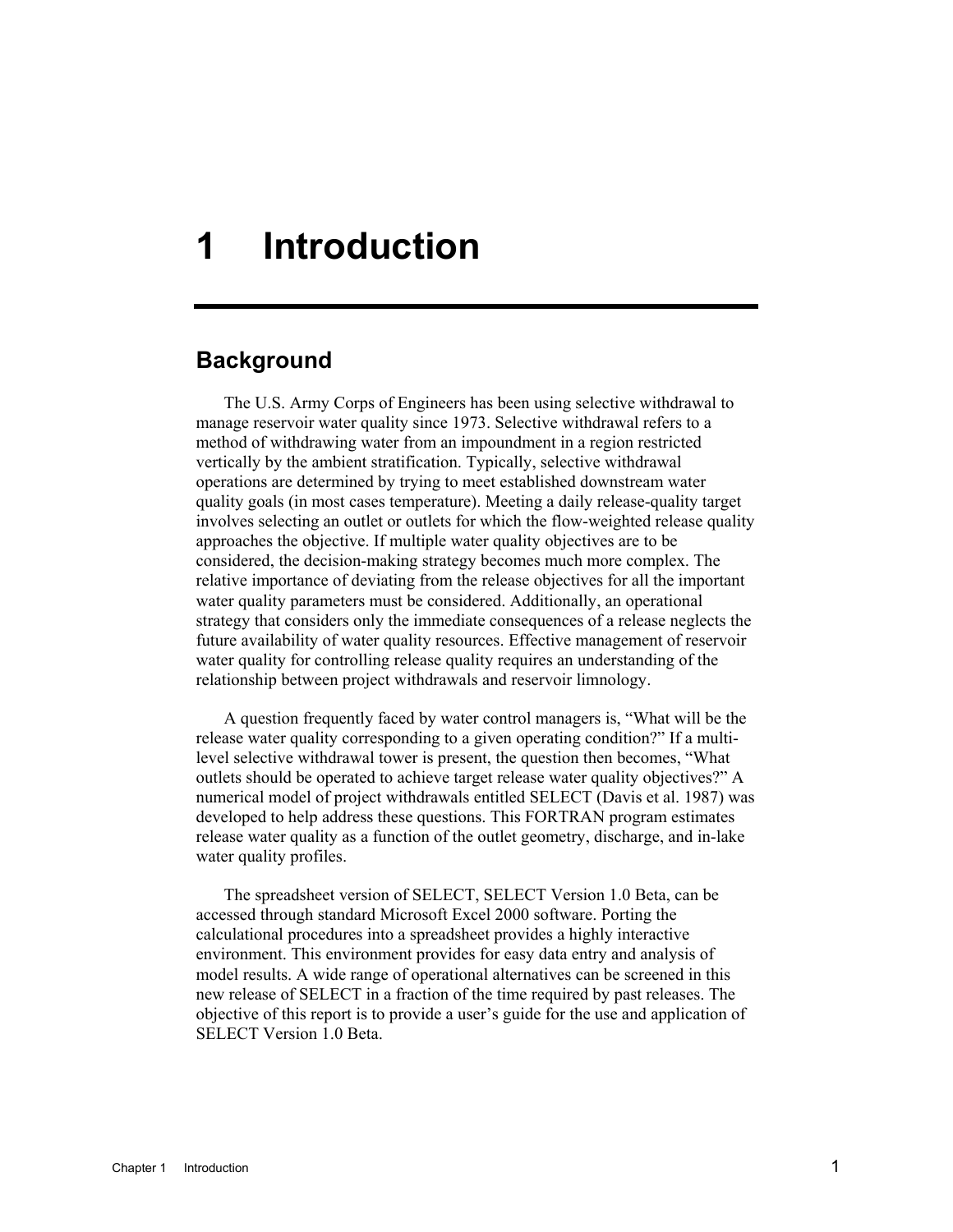# 1 Introduction

## Background

The U.S. Army Corps of Engineers has been using selective withdrawal to manage reservoir water quality since 1973. Selective withdrawal refers to a method of withdrawing water from an impoundment in a region restricted vertically by the ambient stratification. Typically, selective withdrawal operations are determined by trying to meet established downstream water quality goals (in most cases temperature). Meeting a daily release-quality target involves selecting an outlet or outlets for which the flow-weighted release quality approaches the objective. If multiple water quality objectives are to be considered, the decision-making strategy becomes much more complex. The relative importance of deviating from the release objectives for all the important water quality parameters must be considered. Additionally, an operational strategy that considers only the immediate consequences of a release neglects the future availability of water quality resources. Effective management of reservoir water quality for controlling release quality requires an understanding of the relationship between project withdrawals and reservoir limnology.

A question frequently faced by water control managers is, "What will be the release water quality corresponding to a given operating condition?" If a multi-level selective withdrawal tower is present, the question then becomes, "What outlets should be operated to achieve target release water quality objectives?" A numerical model of project withdrawals entitled SELECT (Davis et al. 1987) was developed to help address these questions. This FORTRAN program estimates release water quality as a function of the outlet geometry, discharge, and in-lake water quality profiles.

The spreadsheet version of SELECT, SELECT Version 1.0 Beta, can be accessed through standard Microsoft Excel 2000 software. Porting the calculational procedures into a spreadsheet provides a highly interactive environment. This environment provides for easy data entry and analysis of model results. A wide range of operational alternatives can be screened in this new release of SELECT in a fraction of the time required by past releases. The objective of this report is to provide a user's guide for the use and application of SELECT Version 1.0 Beta.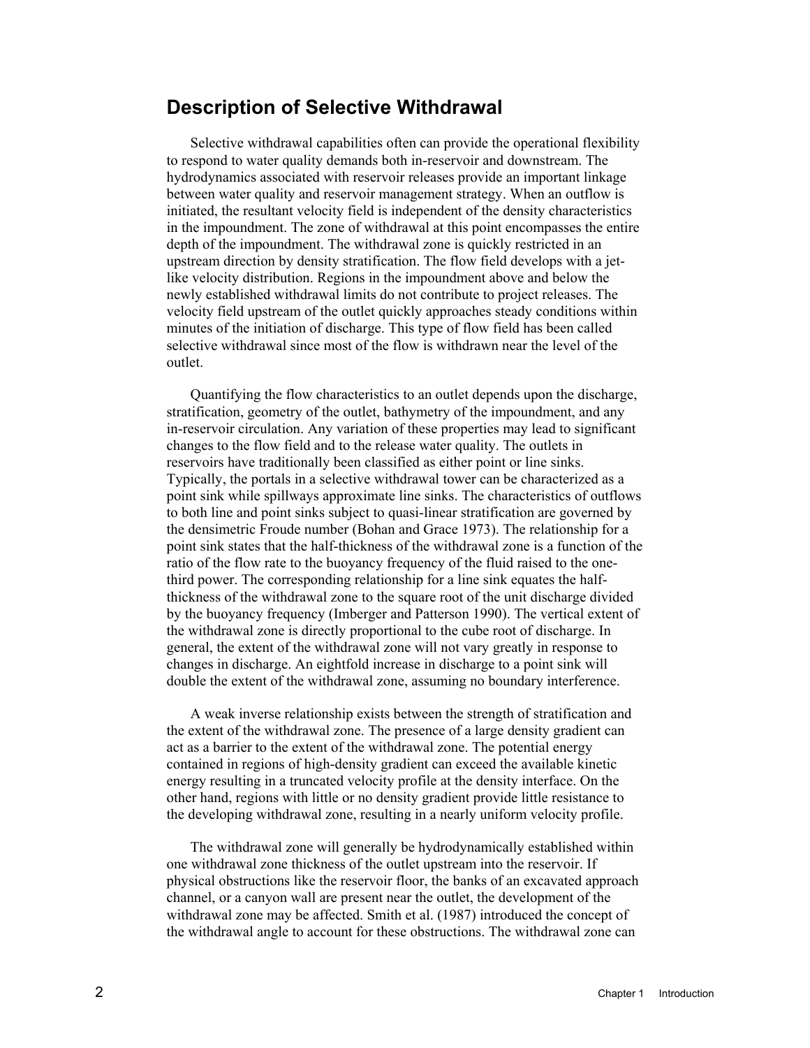## Description of Selective Withdrawal

Selective withdrawal capabilities often can provide the operational flexibility to respond to water quality demands both in-reservoir and downstream. The hydrodynamics associated with reservoir releases provide an important linkage between water quality and reservoir management strategy. When an outflow is initiated, the resultant velocity field is independent of the density characteristics in the impoundment. The zone of withdrawal at this point encompasses the entire depth of the impoundment. The withdrawal zone is quickly restricted in an upstream direction by density stratification. The flow field develops with a jet-like velocity distribution. Regions in the impoundment above and below the newly established withdrawal limits do not contribute to project releases. The velocity field upstream of the outlet quickly approaches steady conditions within minutes of the initiation of discharge. This type of flow field has been called selective withdrawal since most of the flow is withdrawn near the level of the outlet.

Quantifying the flow characteristics to an outlet depends upon the discharge, stratification, geometry of the outlet, bathymetry of the impoundment, and any in-reservoir circulation. Any variation of these properties may lead to significant changes to the flow field and to the release water quality. The outlets in reservoirs have traditionally been classified as either point or line sinks. Typically, the portals in a selective withdrawal tower can be characterized as a point sink while spillways approximate line sinks. The characteristics of outflows to both line and point sinks subject to quasi-linear stratification are governed by the densimetric Froude number (Bohan and Grace 1973). The relationship for a point sink states that the half-thickness of the withdrawal zone is a function of the ratio of the flow rate to the buoyancy frequency of the fluid raised to the one-third power. The corresponding relationship for a line sink equates the half-thickness of the withdrawal zone to the square root of the unit discharge divided by the buoyancy frequency (Imberger and Patterson 1990). The vertical extent of the withdrawal zone is directly proportional to the cube root of discharge. In general, the extent of the withdrawal zone will not vary greatly in response to changes in discharge. An eightfold increase in discharge to a point sink will double the extent of the withdrawal zone, assuming no boundary interference.

A weak inverse relationship exists between the strength of stratification and the extent of the withdrawal zone. The presence of a large density gradient can act as a barrier to the extent of the withdrawal zone. The potential energy contained in regions of high-density gradient can exceed the available kinetic energy resulting in a truncated velocity profile at the density interface. On the other hand, regions with little or no density gradient provide little resistance to the developing withdrawal zone, resulting in a nearly uniform velocity profile.

The withdrawal zone will generally be hydrodynamically established within one withdrawal zone thickness of the outlet upstream into the reservoir. If physical obstructions like the reservoir floor, the banks of an excavated approach channel, or a canyon wall are present near the outlet, the development of the withdrawal zone may be affected. Smith et al. (1987) introduced the concept of the withdrawal angle to account for these obstructions. The withdrawal zone can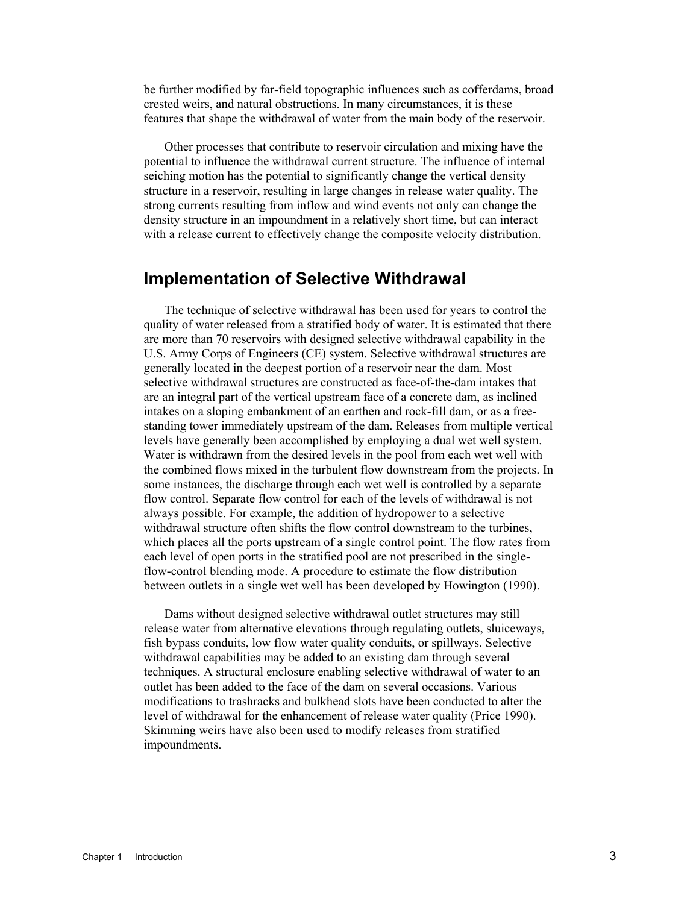be further modified by far-field topographic influences such as cofferdams, broad crested weirs, and natural obstructions. In many circumstances, it is these features that shape the withdrawal of water from the main body of the reservoir.

Other processes that contribute to reservoir circulation and mixing have the potential to influence the withdrawal current structure. The influence of internal seiching motion has the potential to significantly change the vertical density structure in a reservoir, resulting in large changes in release water quality. The strong currents resulting from inflow and wind events not only can change the density structure in an impoundment in a relatively short time, but can interact with a release current to effectively change the composite velocity distribution.

## Implementation of Selective Withdrawal

The technique of selective withdrawal has been used for years to control the quality of water released from a stratified body of water. It is estimated that there are more than 70 reservoirs with designed selective withdrawal capability in the U.S. Army Corps of Engineers (CE) system. Selective withdrawal structures are generally located in the deepest portion of a reservoir near the dam. Most selective withdrawal structures are constructed as face-of-the-dam intakes that are an integral part of the vertical upstream face of a concrete dam, as inclined intakes on a sloping embankment of an earthen and rock-fill dam, or as a free-standing tower immediately upstream of the dam. Releases from multiple vertical levels have generally been accomplished by employing a dual wet well system. Water is withdrawn from the desired levels in the pool from each wet well with the combined flows mixed in the turbulent flow downstream from the projects. In some instances, the discharge through each wet well is controlled by a separate flow control. Separate flow control for each of the levels of withdrawal is not always possible. For example, the addition of hydropower to a selective withdrawal structure often shifts the flow control downstream to the turbines, which places all the ports upstream of a single control point. The flow rates from each level of open ports in the stratified pool are not prescribed in the single-flow-control blending mode. A procedure to estimate the flow distribution between outlets in a single wet well has been developed by Howington (1990).

Dams without designed selective withdrawal outlet structures may still release water from alternative elevations through regulating outlets, sluiceways, fish bypass conduits, low flow water quality conduits, or spillways. Selective withdrawal capabilities may be added to an existing dam through several techniques. A structural enclosure enabling selective withdrawal of water to an outlet has been added to the face of the dam on several occasions. Various modifications to trashracks and bulkhead slots have been conducted to alter the level of withdrawal for the enhancement of release water quality (Price 1990). Skimming weirs have also been used to modify releases from stratified impoundments.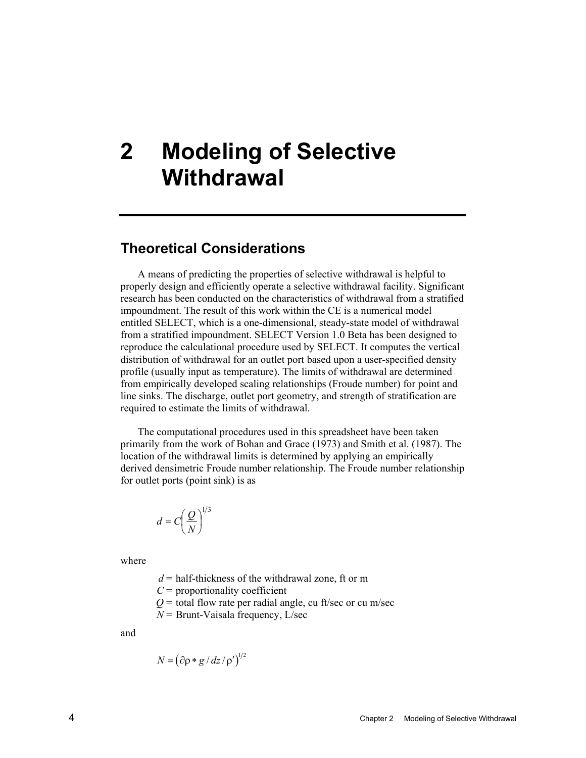# 2 Modeling of Selective Withdrawal

## Theoretical Considerations

A means of predicting the properties of selective withdrawal is helpful to properly design and efficiently operate a selective withdrawal facility. Significant research has been conducted on the characteristics of withdrawal from a stratified impoundment. The result of this work within the CE is a numerical model entitled SELECT, which is a one-dimensional, steady-state model of withdrawal from a stratified impoundment. SELECT Version 1.0 Beta has been designed to reproduce the calculational procedure used by SELECT. It computes the vertical distribution of withdrawal for an outlet port based upon a user-specified density profile (usually input as temperature). The limits of withdrawal are determined from empirically developed scaling relationships (Froude number) for point and line sinks. The discharge, outlet port geometry, and strength of stratification are required to estimate the limits of withdrawal.

The computational procedures used in this spreadsheet have been taken primarily from the work of Bohan and Grace (1973) and Smith et al. (1987). The location of the withdrawal limits is determined by applying an empirically derived densimetric Froude number relationship. The Froude number relationship for outlet ports (point sink) is as

$$d = C\left(\frac{Q}{N}\right)^{1/3}$$

where

- $d$ = half-thickness of the withdrawal zone, ft or m
- $C$ = proportionality coefficient
- $Q$ = total flow rate per radial angle, cu ft/sec or cu m/sec
- $N$ = Brunt-Vaisala frequency, L/sec

and

$$N = \left(\partial\rho * g / dz / \rho'\right)^{1/2}$$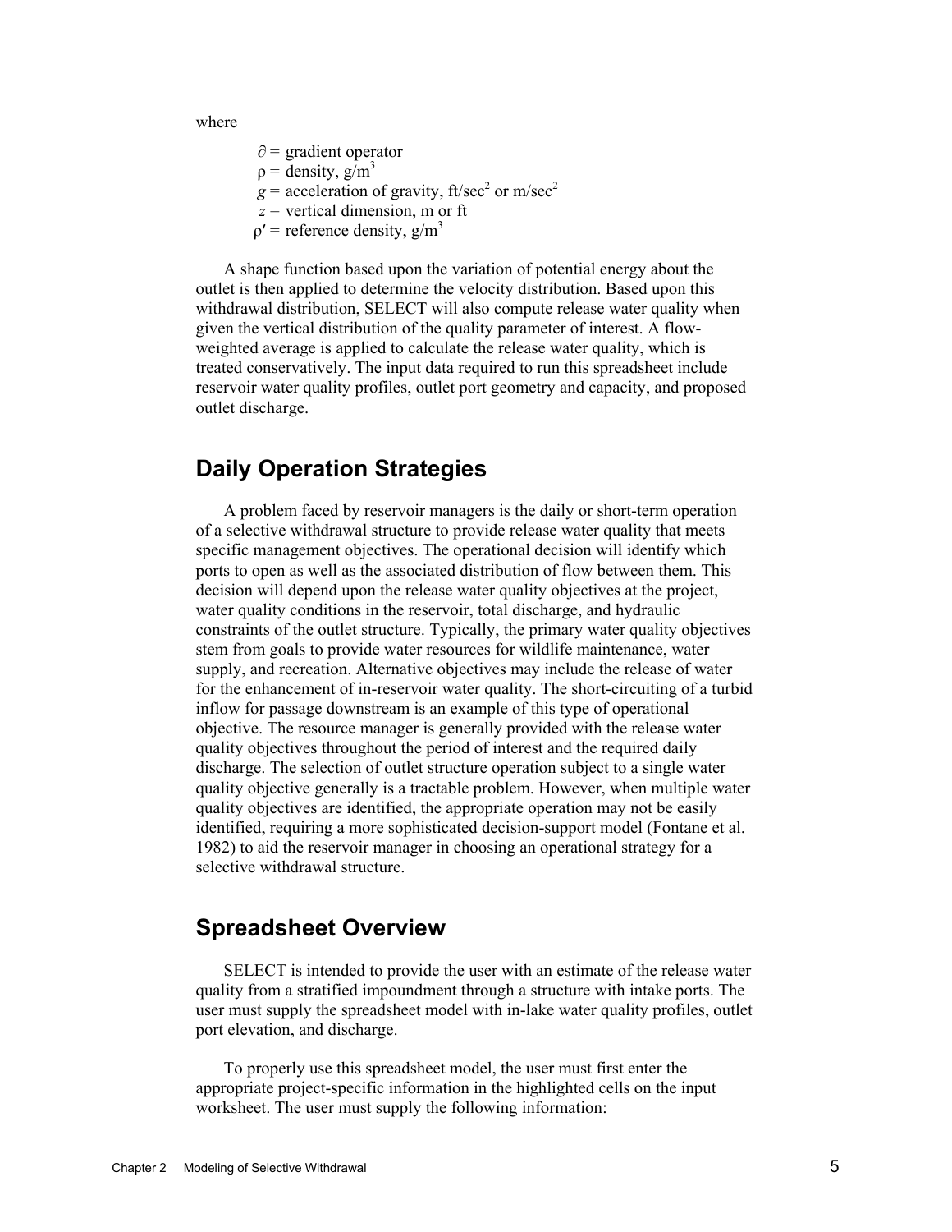where

$\partial$ = gradient operator
$\rho$ = density, g/m$^3$
$g$ = acceleration of gravity, ft/sec$^2$ or m/sec$^2$
$z$ = vertical dimension, m or ft
$\rho'$ = reference density, g/m$^3$

A shape function based upon the variation of potential energy about the outlet is then applied to determine the velocity distribution. Based upon this withdrawal distribution, SELECT will also compute release water quality when given the vertical distribution of the quality parameter of interest. A flow-weighted average is applied to calculate the release water quality, which is treated conservatively. The input data required to run this spreadsheet include reservoir water quality profiles, outlet port geometry and capacity, and proposed outlet discharge.

## Daily Operation Strategies

A problem faced by reservoir managers is the daily or short-term operation of a selective withdrawal structure to provide release water quality that meets specific management objectives. The operational decision will identify which ports to open as well as the associated distribution of flow between them. This decision will depend upon the release water quality objectives at the project, water quality conditions in the reservoir, total discharge, and hydraulic constraints of the outlet structure. Typically, the primary water quality objectives stem from goals to provide water resources for wildlife maintenance, water supply, and recreation. Alternative objectives may include the release of water for the enhancement of in-reservoir water quality. The short-circuiting of a turbid inflow for passage downstream is an example of this type of operational objective. The resource manager is generally provided with the release water quality objectives throughout the period of interest and the required daily discharge. The selection of outlet structure operation subject to a single water quality objective generally is a tractable problem. However, when multiple water quality objectives are identified, the appropriate operation may not be easily identified, requiring a more sophisticated decision-support model (Fontane et al. 1982) to aid the reservoir manager in choosing an operational strategy for a selective withdrawal structure.

## Spreadsheet Overview

SELECT is intended to provide the user with an estimate of the release water quality from a stratified impoundment through a structure with intake ports. The user must supply the spreadsheet model with in-lake water quality profiles, outlet port elevation, and discharge.

To properly use this spreadsheet model, the user must first enter the appropriate project-specific information in the highlighted cells on the input worksheet. The user must supply the following information: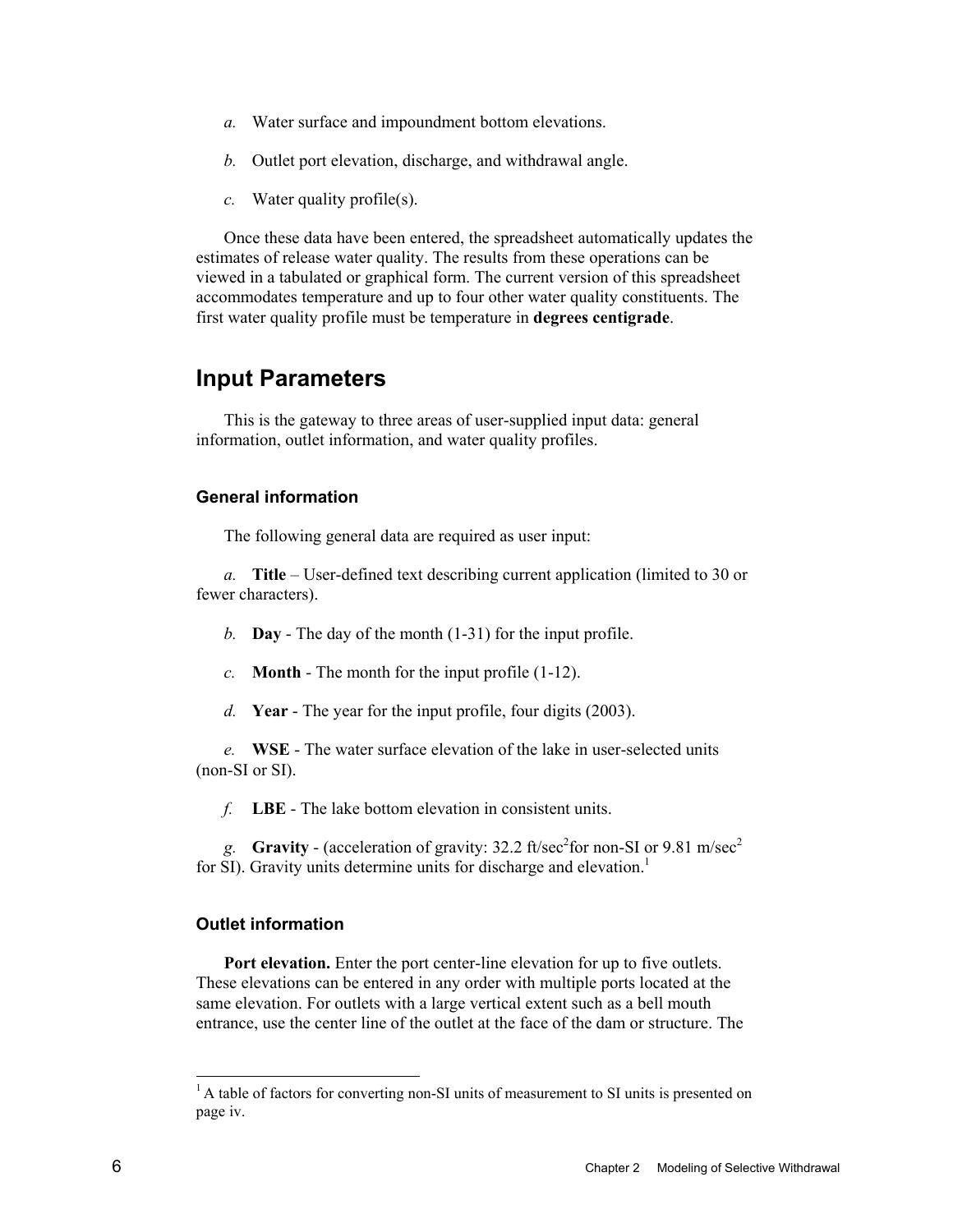*a.* Water surface and impoundment bottom elevations.

*b.* Outlet port elevation, discharge, and withdrawal angle.

*c.* Water quality profile(s).

Once these data have been entered, the spreadsheet automatically updates the estimates of release water quality. The results from these operations can be viewed in a tabulated or graphical form. The current version of this spreadsheet accommodates temperature and up to four other water quality constituents. The first water quality profile must be temperature in **degrees centigrade**.

## Input Parameters

This is the gateway to three areas of user-supplied input data: general information, outlet information, and water quality profiles.

### General information

The following general data are required as user input:

*a.* **Title** – User-defined text describing current application (limited to 30 or fewer characters).

*b.* **Day** - The day of the month (1-31) for the input profile.

*c.* **Month** - The month for the input profile (1-12).

*d.* **Year** - The year for the input profile, four digits (2003).

*e.* **WSE** - The water surface elevation of the lake in user-selected units (non-SI or SI).

*f.* **LBE** - The lake bottom elevation in consistent units.

*g.* **Gravity** - (acceleration of gravity: 32.2 ft/sec$^2$for non-SI or 9.81 m/sec$^2$ for SI). Gravity units determine units for discharge and elevation.[1]

### Outlet information

**Port elevation.** Enter the port center-line elevation for up to five outlets. These elevations can be entered in any order with multiple ports located at the same elevation. For outlets with a large vertical extent such as a bell mouth entrance, use the center line of the outlet at the face of the dam or structure. The

[1] A table of factors for converting non-SI units of measurement to SI units is presented on page iv.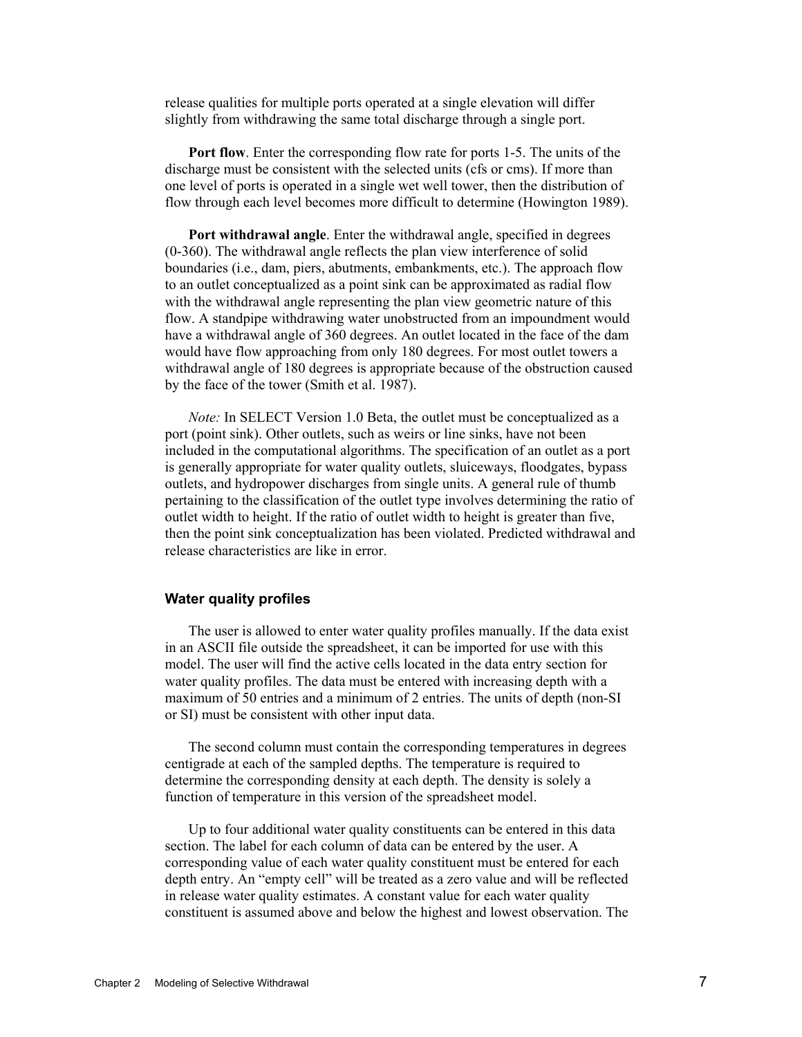release qualities for multiple ports operated at a single elevation will differ slightly from withdrawing the same total discharge through a single port.

**Port flow**. Enter the corresponding flow rate for ports 1-5. The units of the discharge must be consistent with the selected units (cfs or cms). If more than one level of ports is operated in a single wet well tower, then the distribution of flow through each level becomes more difficult to determine (Howington 1989).

**Port withdrawal angle**. Enter the withdrawal angle, specified in degrees (0-360). The withdrawal angle reflects the plan view interference of solid boundaries (i.e., dam, piers, abutments, embankments, etc.). The approach flow to an outlet conceptualized as a point sink can be approximated as radial flow with the withdrawal angle representing the plan view geometric nature of this flow. A standpipe withdrawing water unobstructed from an impoundment would have a withdrawal angle of 360 degrees. An outlet located in the face of the dam would have flow approaching from only 180 degrees. For most outlet towers a withdrawal angle of 180 degrees is appropriate because of the obstruction caused by the face of the tower (Smith et al. 1987).

*Note:* In SELECT Version 1.0 Beta, the outlet must be conceptualized as a port (point sink). Other outlets, such as weirs or line sinks, have not been included in the computational algorithms. The specification of an outlet as a port is generally appropriate for water quality outlets, sluiceways, floodgates, bypass outlets, and hydropower discharges from single units. A general rule of thumb pertaining to the classification of the outlet type involves determining the ratio of outlet width to height. If the ratio of outlet width to height is greater than five, then the point sink conceptualization has been violated. Predicted withdrawal and release characteristics are like in error.

### Water quality profiles

The user is allowed to enter water quality profiles manually. If the data exist in an ASCII file outside the spreadsheet, it can be imported for use with this model. The user will find the active cells located in the data entry section for water quality profiles. The data must be entered with increasing depth with a maximum of 50 entries and a minimum of 2 entries. The units of depth (non-SI or SI) must be consistent with other input data.

The second column must contain the corresponding temperatures in degrees centigrade at each of the sampled depths. The temperature is required to determine the corresponding density at each depth. The density is solely a function of temperature in this version of the spreadsheet model.

Up to four additional water quality constituents can be entered in this data section. The label for each column of data can be entered by the user. A corresponding value of each water quality constituent must be entered for each depth entry. An "empty cell" will be treated as a zero value and will be reflected in release water quality estimates. A constant value for each water quality constituent is assumed above and below the highest and lowest observation. The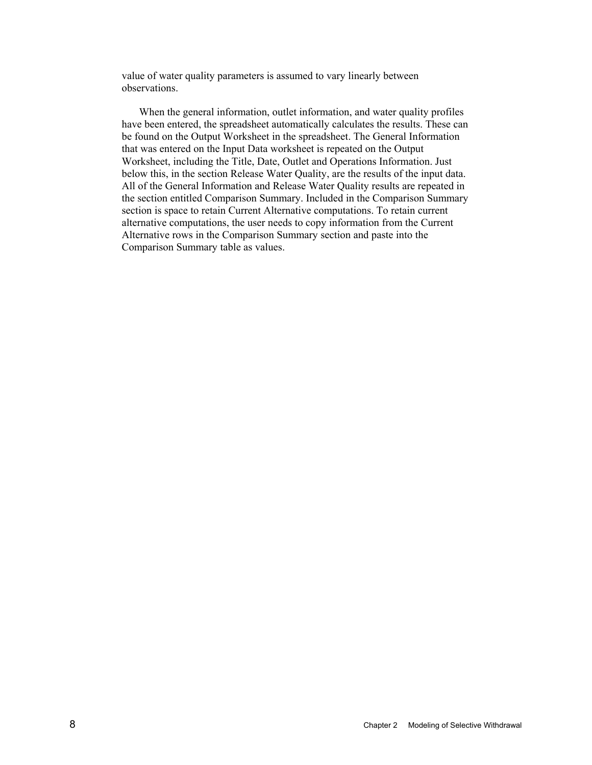value of water quality parameters is assumed to vary linearly between observations.

When the general information, outlet information, and water quality profiles have been entered, the spreadsheet automatically calculates the results. These can be found on the Output Worksheet in the spreadsheet. The General Information that was entered on the Input Data worksheet is repeated on the Output Worksheet, including the Title, Date, Outlet and Operations Information. Just below this, in the section Release Water Quality, are the results of the input data. All of the General Information and Release Water Quality results are repeated in the section entitled Comparison Summary. Included in the Comparison Summary section is space to retain Current Alternative computations. To retain current alternative computations, the user needs to copy information from the Current Alternative rows in the Comparison Summary section and paste into the Comparison Summary table as values.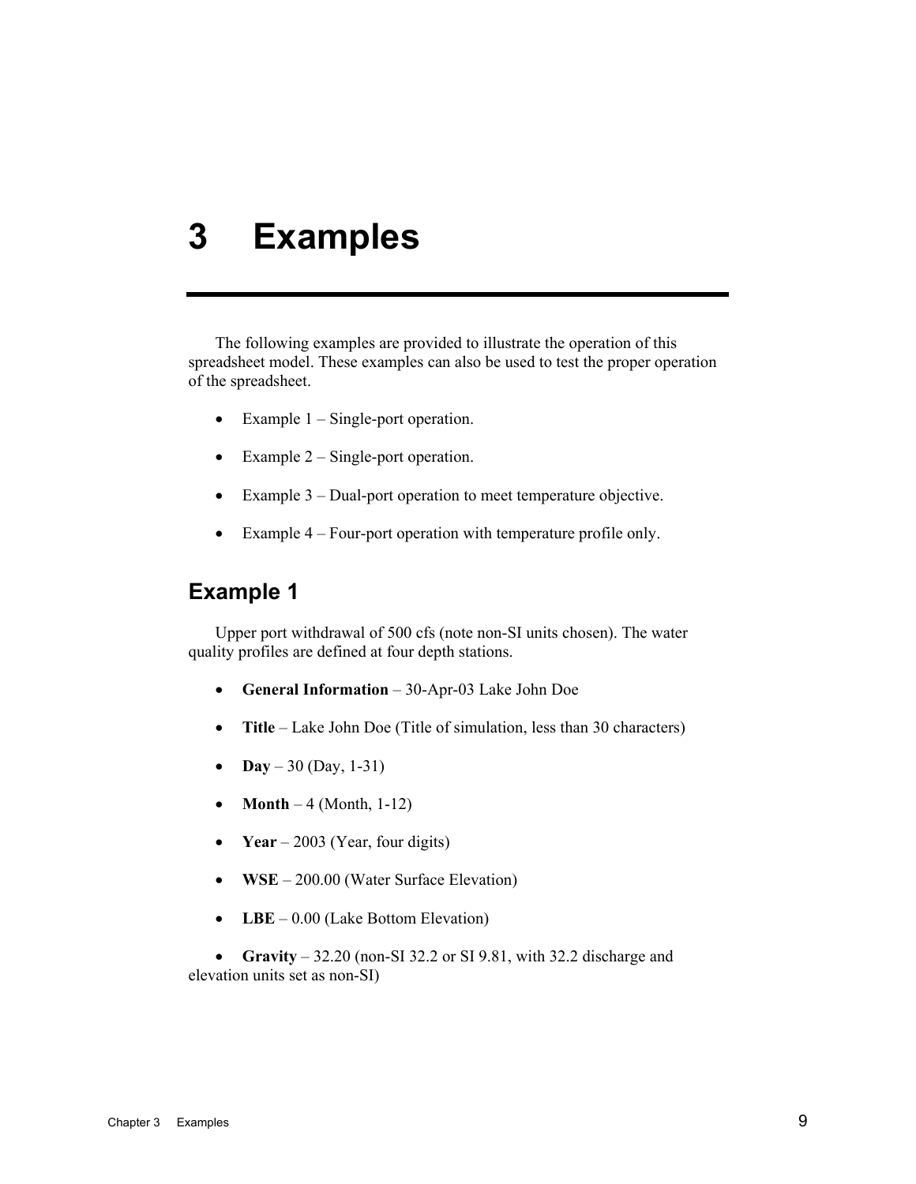# 3 Examples

The following examples are provided to illustrate the operation of this spreadsheet model. These examples can also be used to test the proper operation of the spreadsheet.

- Example 1 – Single-port operation.
- Example 2 – Single-port operation.
- Example 3 – Dual-port operation to meet temperature objective.
- Example 4 – Four-port operation with temperature profile only.

## Example 1

Upper port withdrawal of 500 cfs (note non-SI units chosen). The water quality profiles are defined at four depth stations.

- **General Information** – 30-Apr-03 Lake John Doe
- **Title** – Lake John Doe (Title of simulation, less than 30 characters)
- **Day** – 30 (Day, 1-31)
- **Month** – 4 (Month, 1-12)
- **Year** – 2003 (Year, four digits)
- **WSE** – 200.00 (Water Surface Elevation)
- **LBE** – 0.00 (Lake Bottom Elevation)
- **Gravity** – 32.20 (non-SI 32.2 or SI 9.81, with 32.2 discharge and elevation units set as non-SI)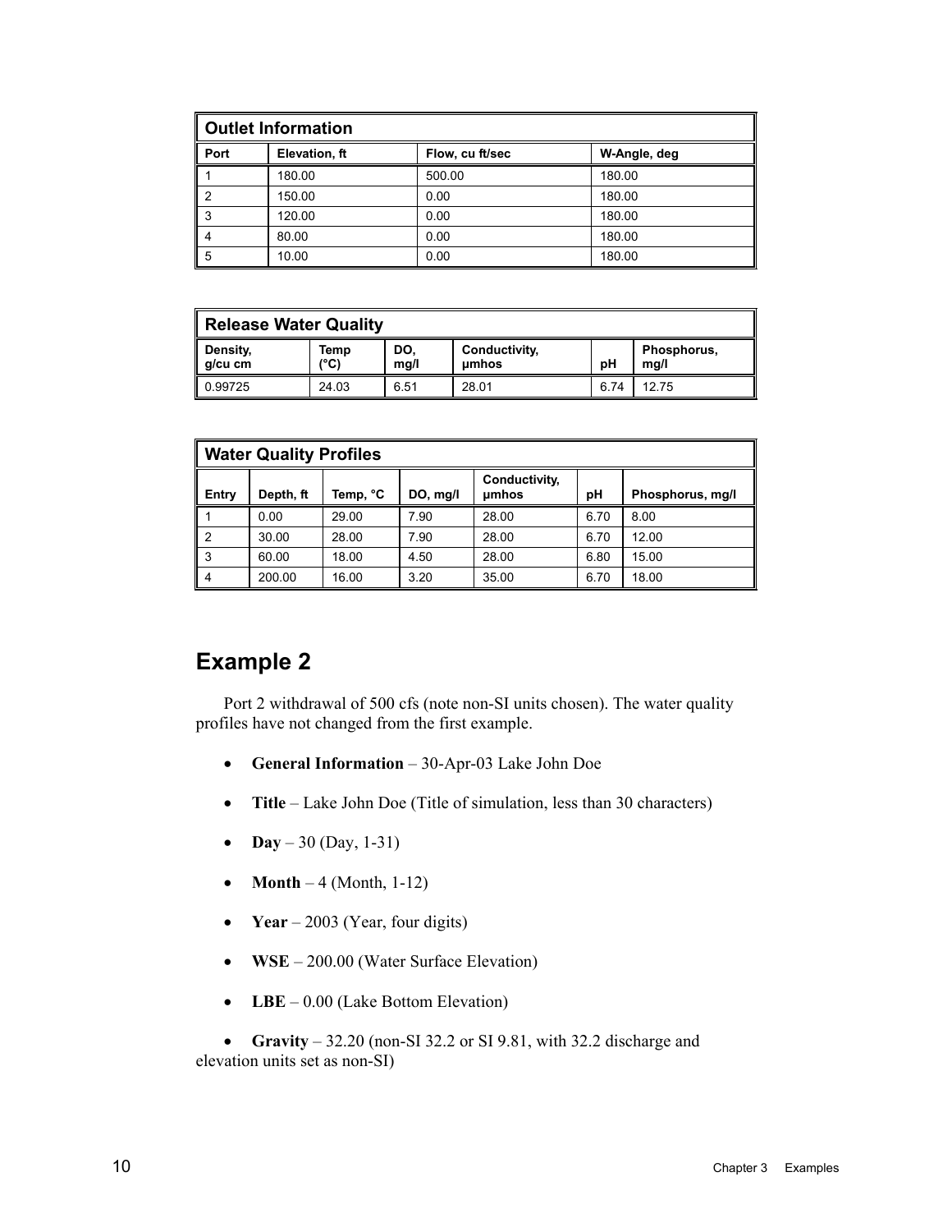| Outlet Information | | | |
|---|---|---|---|
| Port | Elevation, ft | Flow, cu ft/sec | W-Angle, deg |
| 1 | 180.00 | 500.00 | 180.00 |
| 2 | 150.00 | 0.00 | 180.00 |
| 3 | 120.00 | 0.00 | 180.00 |
| 4 | 80.00 | 0.00 | 180.00 |
| 5 | 10.00 | 0.00 | 180.00 |

| Release Water Quality | | | | | |
|---|---|---|---|---|---|
| Density, g/cu cm | Temp (°C) | DO, mg/l | Conductivity, μmhos | pH | Phosphorus, mg/l |
| 0.99725 | 24.03 | 6.51 | 28.01 | 6.74 | 12.75 |

| Water Quality Profiles | | | | | | |
|---|---|---|---|---|---|---|
| Entry | Depth, ft | Temp, °C | DO, mg/l | Conductivity, μmhos | pH | Phosphorus, mg/l |
| 1 | 0.00 | 29.00 | 7.90 | 28.00 | 6.70 | 8.00 |
| 2 | 30.00 | 28.00 | 7.90 | 28.00 | 6.70 | 12.00 |
| 3 | 60.00 | 18.00 | 4.50 | 28.00 | 6.80 | 15.00 |
| 4 | 200.00 | 16.00 | 3.20 | 35.00 | 6.70 | 18.00 |

## Example 2

Port 2 withdrawal of 500 cfs (note non-SI units chosen). The water quality profiles have not changed from the first example.

- **General Information** – 30-Apr-03 Lake John Doe
- **Title** – Lake John Doe (Title of simulation, less than 30 characters)
- **Day** – 30 (Day, 1-31)
- **Month** – 4 (Month, 1-12)
- **Year** – 2003 (Year, four digits)
- **WSE** – 200.00 (Water Surface Elevation)
- **LBE** – 0.00 (Lake Bottom Elevation)
- **Gravity** – 32.20 (non-SI 32.2 or SI 9.81, with 32.2 discharge and elevation units set as non-SI)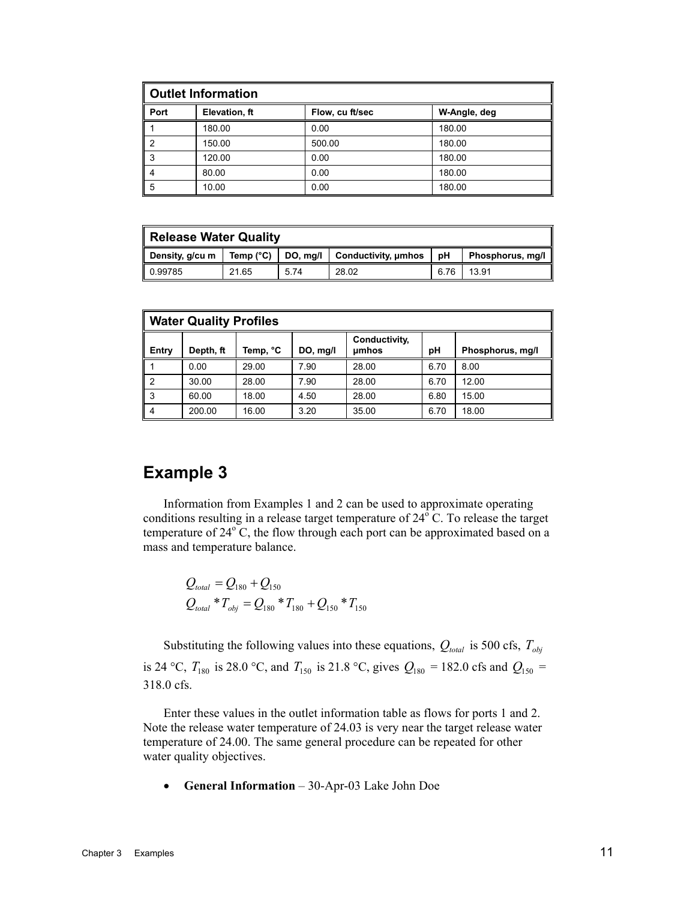| Outlet Information | | | |
|---|---|---|---|
| Port | Elevation, ft | Flow, cu ft/sec | W-Angle, deg |
| 1 | 180.00 | 0.00 | 180.00 |
| 2 | 150.00 | 500.00 | 180.00 |
| 3 | 120.00 | 0.00 | 180.00 |
| 4 | 80.00 | 0.00 | 180.00 |
| 5 | 10.00 | 0.00 | 180.00 |

| Release Water Quality | | | | | |
|---|---|---|---|---|---|
| Density, g/cu m | Temp (°C) | DO, mg/l | Conductivity, µmhos | pH | Phosphorus, mg/l |
| 0.99785 | 21.65 | 5.74 | 28.02 | 6.76 | 13.91 |

| Water Quality Profiles | | | | | | |
|---|---|---|---|---|---|---|
| Entry | Depth, ft | Temp, °C | DO, mg/l | Conductivity, µmhos | pH | Phosphorus, mg/l |
| 1 | 0.00 | 29.00 | 7.90 | 28.00 | 6.70 | 8.00 |
| 2 | 30.00 | 28.00 | 7.90 | 28.00 | 6.70 | 12.00 |
| 3 | 60.00 | 18.00 | 4.50 | 28.00 | 6.80 | 15.00 |
| 4 | 200.00 | 16.00 | 3.20 | 35.00 | 6.70 | 18.00 |

# Example 3

Information from Examples 1 and 2 can be used to approximate operating conditions resulting in a release target temperature of 24$^{o}$ C. To release the target temperature of 24$^{o}$ C, the flow through each port can be approximated based on a mass and temperature balance.

$$Q_{total} = Q_{180} + Q_{150}$$
$$Q_{total} * T_{obj} = Q_{180} * T_{180} + Q_{150} * T_{150}$$

Substituting the following values into these equations, $Q_{total}$ is 500 cfs, $T_{obj}$ is 24 °C, $T_{180}$ is 28.0 °C, and $T_{150}$ is 21.8 °C, gives $Q_{180}$ = 182.0 cfs and $Q_{150}$ = 318.0 cfs.

Enter these values in the outlet information table as flows for ports 1 and 2. Note the release water temperature of 24.03 is very near the target release water temperature of 24.00. The same general procedure can be repeated for other water quality objectives.

- **General Information** – 30-Apr-03 Lake John Doe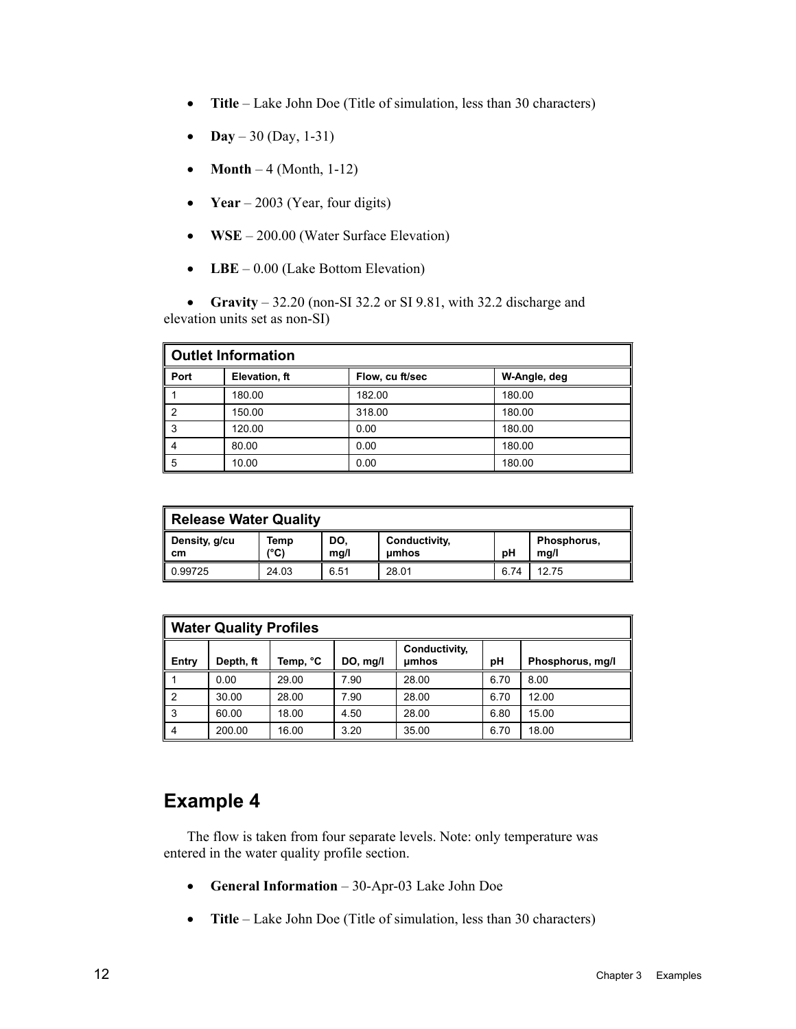- **Title** – Lake John Doe (Title of simulation, less than 30 characters)
- **Day** – 30 (Day, 1-31)
- **Month** – 4 (Month, 1-12)
- **Year** – 2003 (Year, four digits)
- **WSE** – 200.00 (Water Surface Elevation)
- **LBE** – 0.00 (Lake Bottom Elevation)
- **Gravity** – 32.20 (non-SI 32.2 or SI 9.81, with 32.2 discharge and elevation units set as non-SI)

| Outlet Information | | | |
|---|---|---|---|
| **Port** | **Elevation, ft** | **Flow, cu ft/sec** | **W-Angle, deg** |
| 1 | 180.00 | 182.00 | 180.00 |
| 2 | 150.00 | 318.00 | 180.00 |
| 3 | 120.00 | 0.00 | 180.00 |
| 4 | 80.00 | 0.00 | 180.00 |
| 5 | 10.00 | 0.00 | 180.00 |

| Release Water Quality | | | | | |
|---|---|---|---|---|---|
| **Density, g/cu cm** | **Temp (°C)** | **DO, mg/l** | **Conductivity, μmhos** | **pH** | **Phosphorus, mg/l** |
| 0.99725 | 24.03 | 6.51 | 28.01 | 6.74 | 12.75 |

| Water Quality Profiles | | | | | | |
|---|---|---|---|---|---|---|
| **Entry** | **Depth, ft** | **Temp, °C** | **DO, mg/l** | **Conductivity, μmhos** | **pH** | **Phosphorus, mg/l** |
| 1 | 0.00 | 29.00 | 7.90 | 28.00 | 6.70 | 8.00 |
| 2 | 30.00 | 28.00 | 7.90 | 28.00 | 6.70 | 12.00 |
| 3 | 60.00 | 18.00 | 4.50 | 28.00 | 6.80 | 15.00 |
| 4 | 200.00 | 16.00 | 3.20 | 35.00 | 6.70 | 18.00 |

## Example 4

The flow is taken from four separate levels. Note: only temperature was entered in the water quality profile section.

- **General Information** – 30-Apr-03 Lake John Doe
- **Title** – Lake John Doe (Title of simulation, less than 30 characters)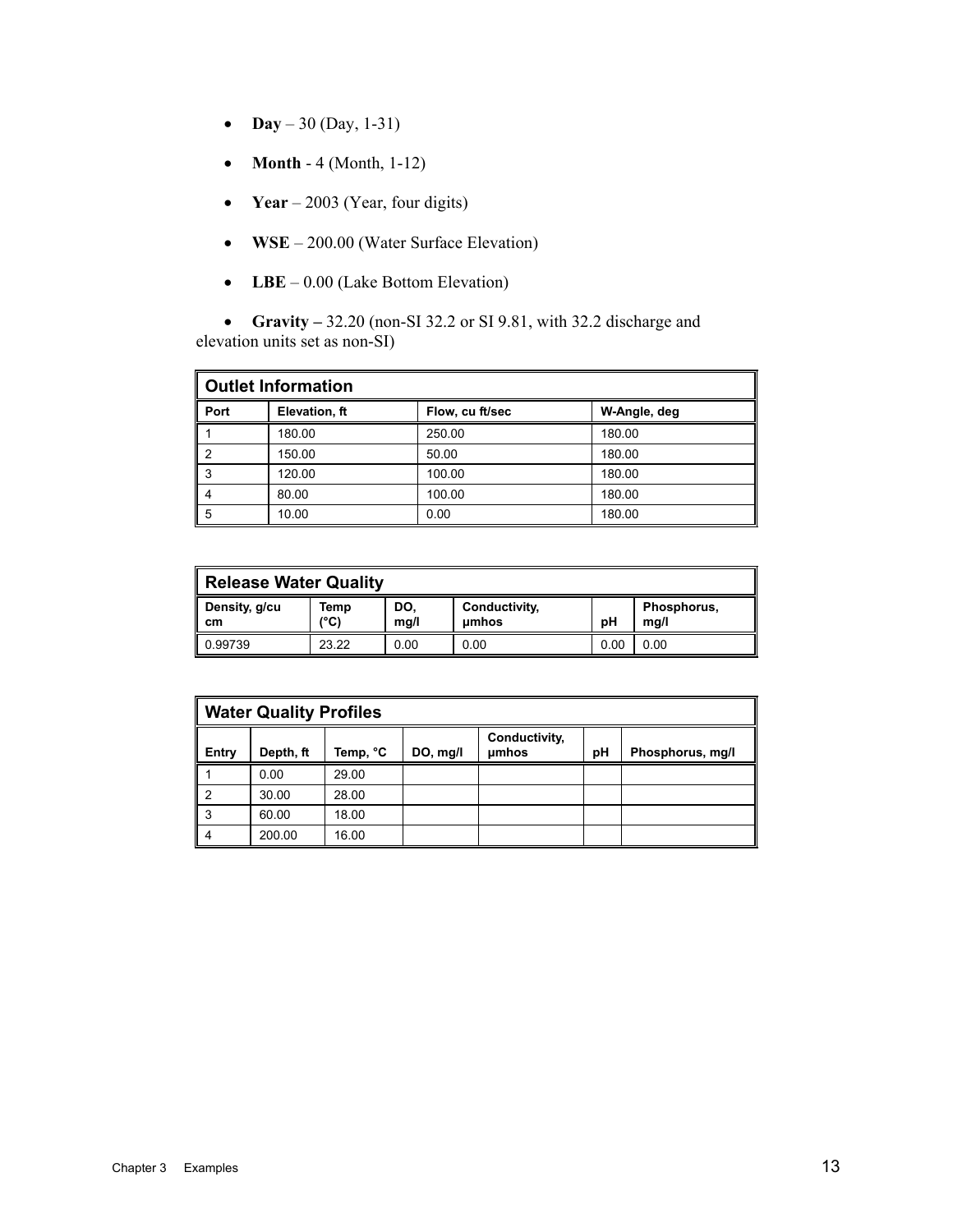- **Day** – 30 (Day, 1-31)
- **Month** - 4 (Month, 1-12)
- **Year** – 2003 (Year, four digits)
- **WSE** – 200.00 (Water Surface Elevation)
- **LBE** – 0.00 (Lake Bottom Elevation)
- **Gravity –** 32.20 (non-SI 32.2 or SI 9.81, with 32.2 discharge and elevation units set as non-SI)

| Outlet Information | | | |
|---|---|---|---|
| Port | Elevation, ft | Flow, cu ft/sec | W-Angle, deg |
| 1 | 180.00 | 250.00 | 180.00 |
| 2 | 150.00 | 50.00 | 180.00 |
| 3 | 120.00 | 100.00 | 180.00 |
| 4 | 80.00 | 100.00 | 180.00 |
| 5 | 10.00 | 0.00 | 180.00 |

| Release Water Quality | | | | | |
|---|---|---|---|---|---|
| Density, g/cu cm | Temp (°C) | DO, mg/l | Conductivity, μmhos | pH | Phosphorus, mg/l |
| 0.99739 | 23.22 | 0.00 | 0.00 | 0.00 | 0.00 |

| Water Quality Profiles | | | | | | |
|---|---|---|---|---|---|---|
| Entry | Depth, ft | Temp, °C | DO, mg/l | Conductivity, μmhos | pH | Phosphorus, mg/l |
| 1 | 0.00 | 29.00 | | | | |
| 2 | 30.00 | 28.00 | | | | |
| 3 | 60.00 | 18.00 | | | | |
| 4 | 200.00 | 16.00 | | | | |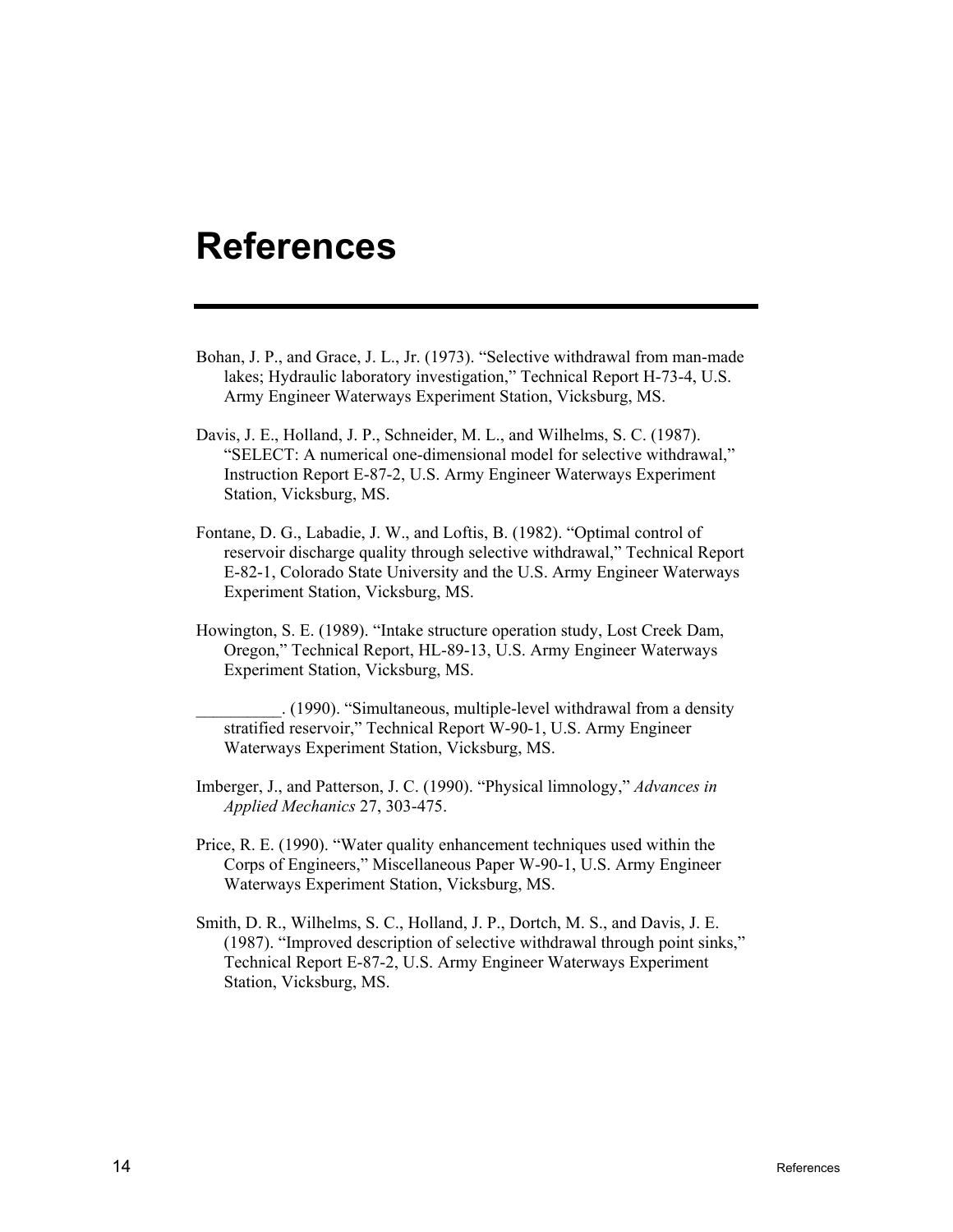# References

Bohan, J. P., and Grace, J. L., Jr. (1973). "Selective withdrawal from man-made lakes; Hydraulic laboratory investigation," Technical Report H-73-4, U.S. Army Engineer Waterways Experiment Station, Vicksburg, MS.

Davis, J. E., Holland, J. P., Schneider, M. L., and Wilhelms, S. C. (1987). "SELECT: A numerical one-dimensional model for selective withdrawal," Instruction Report E-87-2, U.S. Army Engineer Waterways Experiment Station, Vicksburg, MS.

Fontane, D. G., Labadie, J. W., and Loftis, B. (1982). "Optimal control of reservoir discharge quality through selective withdrawal," Technical Report E-82-1, Colorado State University and the U.S. Army Engineer Waterways Experiment Station, Vicksburg, MS.

Howington, S. E. (1989). "Intake structure operation study, Lost Creek Dam, Oregon," Technical Report, HL-89-13, U.S. Army Engineer Waterways Experiment Station, Vicksburg, MS.

__________. (1990). "Simultaneous, multiple-level withdrawal from a density stratified reservoir," Technical Report W-90-1, U.S. Army Engineer Waterways Experiment Station, Vicksburg, MS.

Imberger, J., and Patterson, J. C. (1990). "Physical limnology," *Advances in Applied Mechanics* 27, 303-475.

Price, R. E. (1990). "Water quality enhancement techniques used within the Corps of Engineers," Miscellaneous Paper W-90-1, U.S. Army Engineer Waterways Experiment Station, Vicksburg, MS.

Smith, D. R., Wilhelms, S. C., Holland, J. P., Dortch, M. S., and Davis, J. E. (1987). "Improved description of selective withdrawal through point sinks," Technical Report E-87-2, U.S. Army Engineer Waterways Experiment Station, Vicksburg, MS.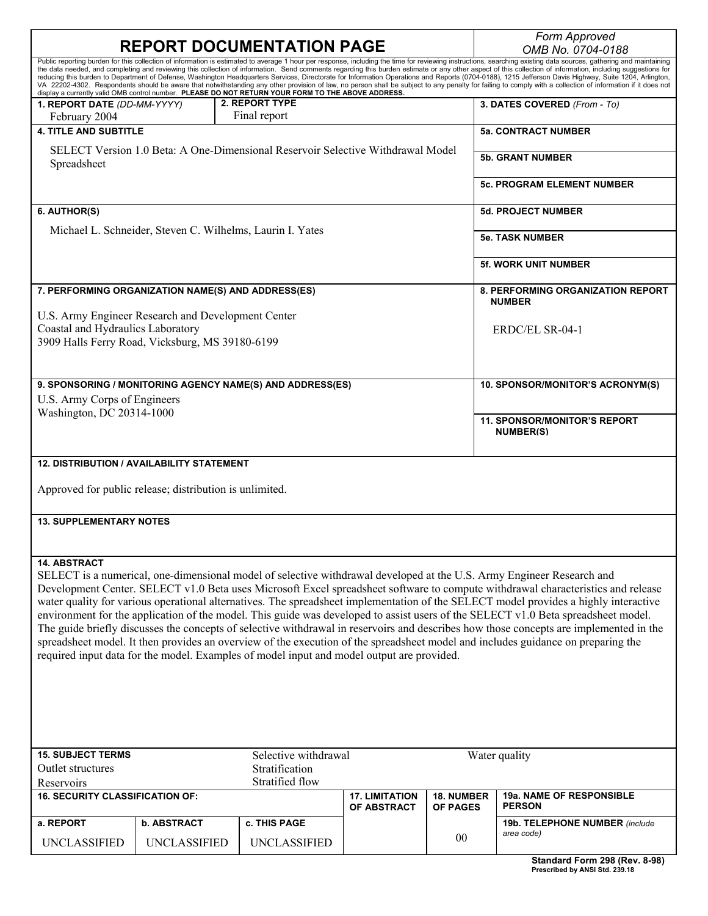# REPORT DOCUMENTATION PAGE

*Form Approved*
*OMB No. 0704-0188*

Public reporting burden for this collection of information is estimated to average 1 hour per response, including the time for reviewing instructions, searching existing data sources, gathering and maintaining the data needed, and completing and reviewing this collection of information. Send comments regarding this burden estimate or any other aspect of this collection of information, including suggestions for reducing this burden to Department of Defense, Washington Headquarters Services, Directorate for Information Operations and Reports (0704-0188), 1215 Jefferson Davis Highway, Suite 1204, Arlington, VA 22202-4302. Respondents should be aware that notwithstanding any other provision of law, no person shall be subject to any penalty for failing to comply with a collection of information if it does not display a currently valid OMB control number. **PLEASE DO NOT RETURN YOUR FORM TO THE ABOVE ADDRESS.**

| | | |
|---|---|---|
| **1. REPORT DATE** *(DD-MM-YYYY)* February 2004 | **2. REPORT TYPE** Final report | **3. DATES COVERED** *(From - To)* |

**4. TITLE AND SUBTITLE**

SELECT Version 1.0 Beta: A One-Dimensional Reservoir Selective Withdrawal Model Spreadsheet

**5a. CONTRACT NUMBER**

**5b. GRANT NUMBER**

**5c. PROGRAM ELEMENT NUMBER**

**6. AUTHOR(S)**

Michael L. Schneider, Steven C. Wilhelms, Laurin I. Yates

**5d. PROJECT NUMBER**

**5e. TASK NUMBER**

**5f. WORK UNIT NUMBER**

**7. PERFORMING ORGANIZATION NAME(S) AND ADDRESS(ES)**

U.S. Army Engineer Research and Development Center
Coastal and Hydraulics Laboratory
3909 Halls Ferry Road, Vicksburg, MS 39180-6199

**8. PERFORMING ORGANIZATION REPORT NUMBER**

ERDC/EL SR-04-1

**9. SPONSORING / MONITORING AGENCY NAME(S) AND ADDRESS(ES)**

U.S. Army Corps of Engineers
Washington, DC 20314-1000

**10. SPONSOR/MONITOR'S ACRONYM(S)**

**11. SPONSOR/MONITOR'S REPORT NUMBER(S)**

**12. DISTRIBUTION / AVAILABILITY STATEMENT**

Approved for public release; distribution is unlimited.

**13. SUPPLEMENTARY NOTES**

**14. ABSTRACT**

SELECT is a numerical, one-dimensional model of selective withdrawal developed at the U.S. Army Engineer Research and Development Center. SELECT v1.0 Beta uses Microsoft Excel spreadsheet software to compute withdrawal characteristics and release water quality for various operational alternatives. The spreadsheet implementation of the SELECT model provides a highly interactive environment for the application of the model. This guide was developed to assist users of the SELECT v1.0 Beta spreadsheet model. The guide briefly discusses the concepts of selective withdrawal in reservoirs and describes how those concepts are implemented in the spreadsheet model. It then provides an overview of the execution of the spreadsheet model and includes guidance on preparing the required input data for the model. Examples of model input and model output are provided.

**15. SUBJECT TERMS**

| | | |
|---|---|---|
| Outlet structures | Selective withdrawal | Water quality |
| Reservoirs | Stratification | |
| | Stratified flow | |

| **16. SECURITY CLASSIFICATION OF:** | | | **17. LIMITATION OF ABSTRACT** | **18. NUMBER OF PAGES** | **19a. NAME OF RESPONSIBLE PERSON** |
|---|---|---|---|---|---|
| **a. REPORT** | **b. ABSTRACT** | **c. THIS PAGE** | | | **19b. TELEPHONE NUMBER** *(include area code)* |
| UNCLASSIFIED | UNCLASSIFIED | UNCLASSIFIED | | 00 | |

**Standard Form 298 (Rev. 8-98)**
**Prescribed by ANSI Std. 239.18**